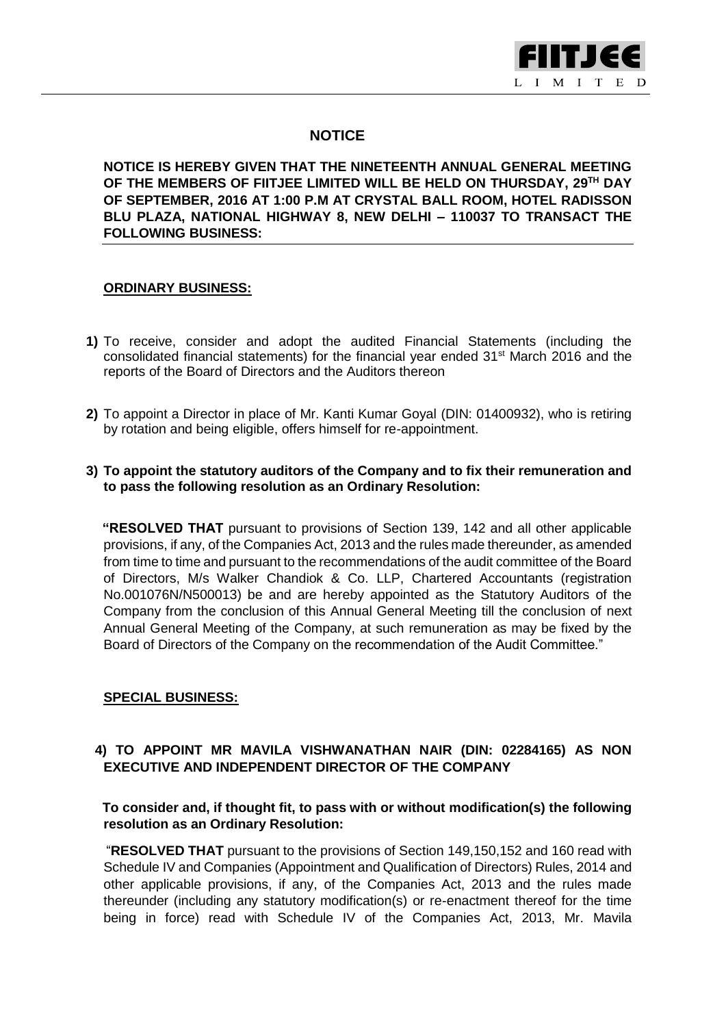# NOTICE

**NOTICE IS HEREBY GIVEN THAT THE NINETEENTH ANNUAL GENERAL MEETING OF THE MEMBERS OF FIITJEE LIMITED WILL BE HELD ON THURSDAY, 29TH DAY OF SEPTEMBER, 2016 AT 1:00 P.M AT CRYSTAL BALL ROOM, HOTEL RADISSON BLU PLAZA, NATIONAL HIGHWAY 8, NEW DELHI – 110037 TO TRANSACT THE FOLLOWING BUSINESS:**

## ORDINARY BUSINESS:

**1)** To receive, consider and adopt the audited Financial Statements (including the consolidated financial statements) for the financial year ended 31st March 2016 and the reports of the Board of Directors and the Auditors thereon

**2)** To appoint a Director in place of Mr. Kanti Kumar Goyal (DIN: 01400932), who is retiring by rotation and being eligible, offers himself for re-appointment.

**3) To appoint the statutory auditors of the Company and to fix their remuneration and to pass the following resolution as an Ordinary Resolution:**

"**RESOLVED THAT** pursuant to provisions of Section 139, 142 and all other applicable provisions, if any, of the Companies Act, 2013 and the rules made thereunder, as amended from time to time and pursuant to the recommendations of the audit committee of the Board of Directors, M/s Walker Chandiok & Co. LLP, Chartered Accountants (registration No.001076N/N500013) be and are hereby appointed as the Statutory Auditors of the Company from the conclusion of this Annual General Meeting till the conclusion of next Annual General Meeting of the Company, at such remuneration as may be fixed by the Board of Directors of the Company on the recommendation of the Audit Committee."

## SPECIAL BUSINESS:

**4) TO APPOINT MR MAVILA VISHWANATHAN NAIR (DIN: 02284165) AS NON EXECUTIVE AND INDEPENDENT DIRECTOR OF THE COMPANY**

**To consider and, if thought fit, to pass with or without modification(s) the following resolution as an Ordinary Resolution:**

"**RESOLVED THAT** pursuant to the provisions of Section 149,150,152 and 160 read with Schedule IV and Companies (Appointment and Qualification of Directors) Rules, 2014 and other applicable provisions, if any, of the Companies Act, 2013 and the rules made thereunder (including any statutory modification(s) or re-enactment thereof for the time being in force) read with Schedule IV of the Companies Act, 2013, Mr. Mavila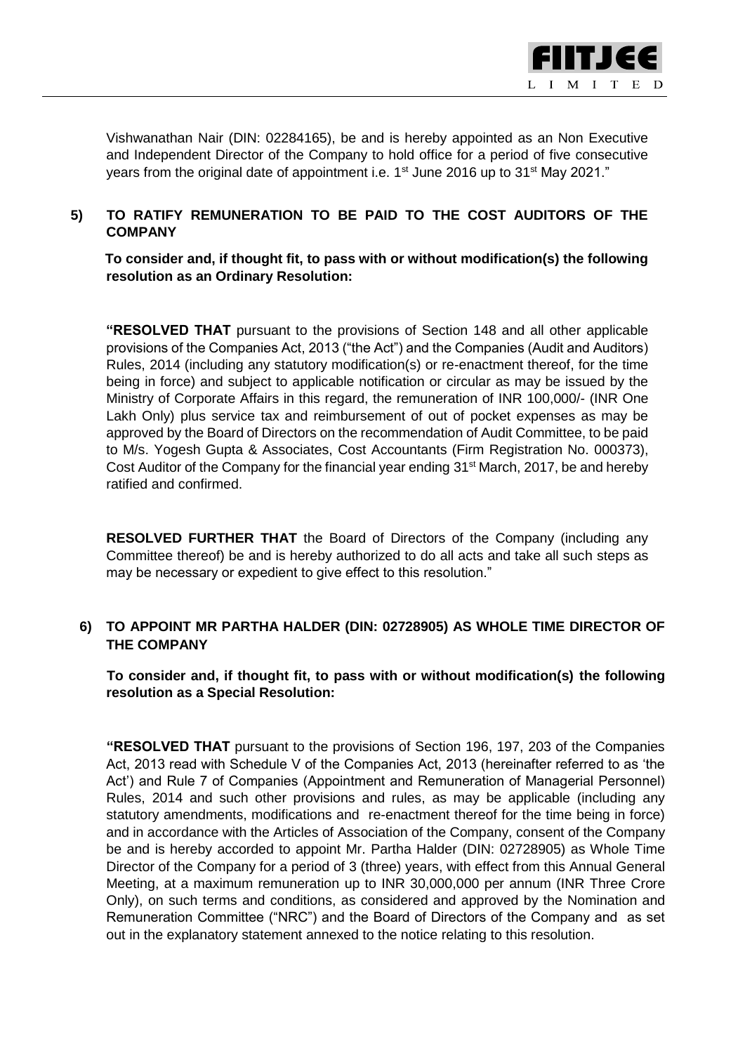Vishwanathan Nair (DIN: 02284165), be and is hereby appointed as an Non Executive and Independent Director of the Company to hold office for a period of five consecutive years from the original date of appointment i.e. 1st June 2016 up to 31st May 2021."

## 5) TO RATIFY REMUNERATION TO BE PAID TO THE COST AUDITORS OF THE COMPANY

**To consider and, if thought fit, to pass with or without modification(s) the following resolution as an Ordinary Resolution:**

**"RESOLVED THAT** pursuant to the provisions of Section 148 and all other applicable provisions of the Companies Act, 2013 ("the Act") and the Companies (Audit and Auditors) Rules, 2014 (including any statutory modification(s) or re-enactment thereof, for the time being in force) and subject to applicable notification or circular as may be issued by the Ministry of Corporate Affairs in this regard, the remuneration of INR 100,000/- (INR One Lakh Only) plus service tax and reimbursement of out of pocket expenses as may be approved by the Board of Directors on the recommendation of Audit Committee, to be paid to M/s. Yogesh Gupta & Associates, Cost Accountants (Firm Registration No. 000373), Cost Auditor of the Company for the financial year ending 31st March, 2017, be and hereby ratified and confirmed.

**RESOLVED FURTHER THAT** the Board of Directors of the Company (including any Committee thereof) be and is hereby authorized to do all acts and take all such steps as may be necessary or expedient to give effect to this resolution."

## 6) TO APPOINT MR PARTHA HALDER (DIN: 02728905) AS WHOLE TIME DIRECTOR OF THE COMPANY

**To consider and, if thought fit, to pass with or without modification(s) the following resolution as a Special Resolution:**

**"RESOLVED THAT** pursuant to the provisions of Section 196, 197, 203 of the Companies Act, 2013 read with Schedule V of the Companies Act, 2013 (hereinafter referred to as 'the Act') and Rule 7 of Companies (Appointment and Remuneration of Managerial Personnel) Rules, 2014 and such other provisions and rules, as may be applicable (including any statutory amendments, modifications and re-enactment thereof for the time being in force) and in accordance with the Articles of Association of the Company, consent of the Company be and is hereby accorded to appoint Mr. Partha Halder (DIN: 02728905) as Whole Time Director of the Company for a period of 3 (three) years, with effect from this Annual General Meeting, at a maximum remuneration up to INR 30,000,000 per annum (INR Three Crore Only), on such terms and conditions, as considered and approved by the Nomination and Remuneration Committee ("NRC") and the Board of Directors of the Company and as set out in the explanatory statement annexed to the notice relating to this resolution.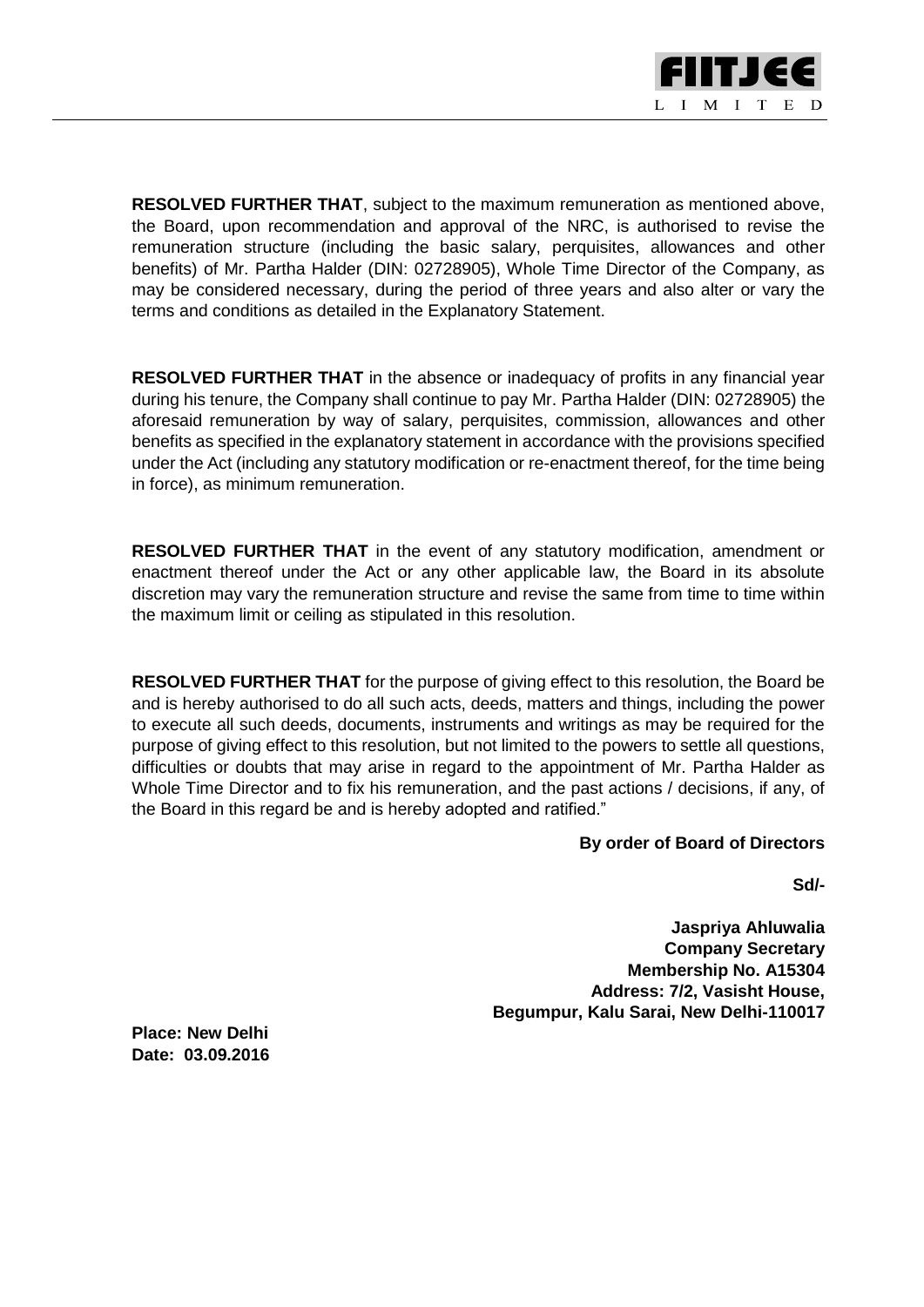**RESOLVED FURTHER THAT**, subject to the maximum remuneration as mentioned above, the Board, upon recommendation and approval of the NRC, is authorised to revise the remuneration structure (including the basic salary, perquisites, allowances and other benefits) of Mr. Partha Halder (DIN: 02728905), Whole Time Director of the Company, as may be considered necessary, during the period of three years and also alter or vary the terms and conditions as detailed in the Explanatory Statement.

**RESOLVED FURTHER THAT** in the absence or inadequacy of profits in any financial year during his tenure, the Company shall continue to pay Mr. Partha Halder (DIN: 02728905) the aforesaid remuneration by way of salary, perquisites, commission, allowances and other benefits as specified in the explanatory statement in accordance with the provisions specified under the Act (including any statutory modification or re-enactment thereof, for the time being in force), as minimum remuneration.

**RESOLVED FURTHER THAT** in the event of any statutory modification, amendment or enactment thereof under the Act or any other applicable law, the Board in its absolute discretion may vary the remuneration structure and revise the same from time to time within the maximum limit or ceiling as stipulated in this resolution.

**RESOLVED FURTHER THAT** for the purpose of giving effect to this resolution, the Board be and is hereby authorised to do all such acts, deeds, matters and things, including the power to execute all such deeds, documents, instruments and writings as may be required for the purpose of giving effect to this resolution, but not limited to the powers to settle all questions, difficulties or doubts that may arise in regard to the appointment of Mr. Partha Halder as Whole Time Director and to fix his remuneration, and the past actions / decisions, if any, of the Board in this regard be and is hereby adopted and ratified."

**By order of Board of Directors**

**Sd/-**

**Jaspriya Ahluwalia**
**Company Secretary**
**Membership No. A15304**
**Address: 7/2, Vasisht House,**
**Begumpur, Kalu Sarai, New Delhi-110017**

**Place: New Delhi**
**Date: 03.09.2016**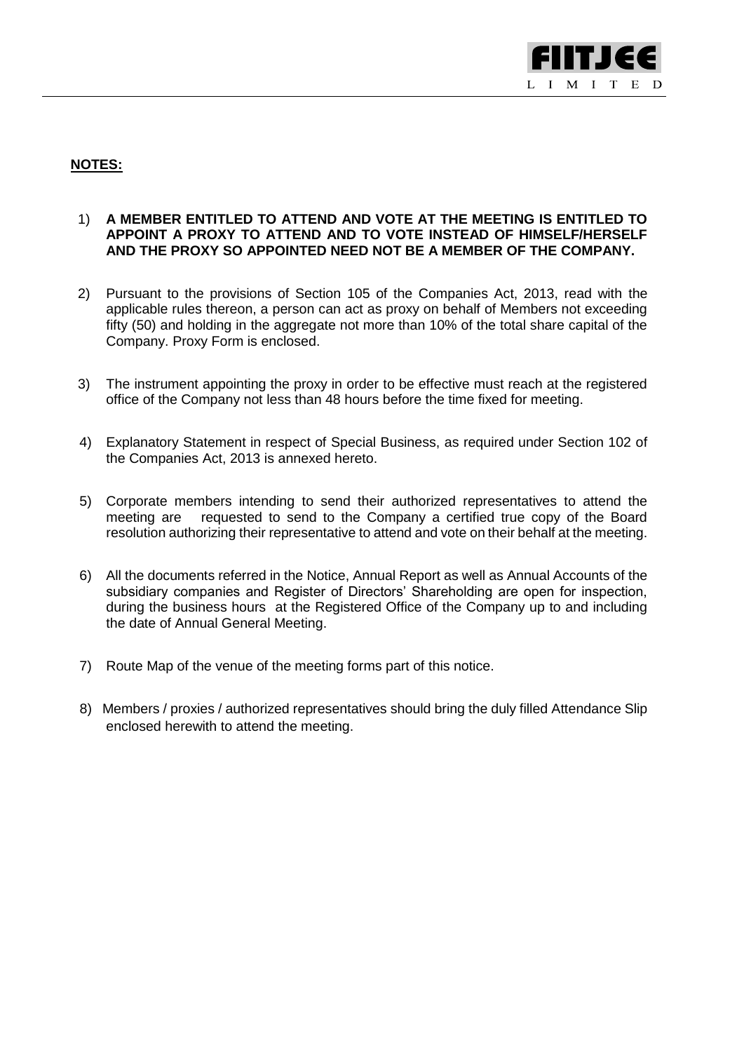**NOTES:**

1) **A MEMBER ENTITLED TO ATTEND AND VOTE AT THE MEETING IS ENTITLED TO APPOINT A PROXY TO ATTEND AND TO VOTE INSTEAD OF HIMSELF/HERSELF AND THE PROXY SO APPOINTED NEED NOT BE A MEMBER OF THE COMPANY.**

2) Pursuant to the provisions of Section 105 of the Companies Act, 2013, read with the applicable rules thereon, a person can act as proxy on behalf of Members not exceeding fifty (50) and holding in the aggregate not more than 10% of the total share capital of the Company. Proxy Form is enclosed.

3) The instrument appointing the proxy in order to be effective must reach at the registered office of the Company not less than 48 hours before the time fixed for meeting.

4) Explanatory Statement in respect of Special Business, as required under Section 102 of the Companies Act, 2013 is annexed hereto.

5) Corporate members intending to send their authorized representatives to attend the meeting are requested to send to the Company a certified true copy of the Board resolution authorizing their representative to attend and vote on their behalf at the meeting.

6) All the documents referred in the Notice, Annual Report as well as Annual Accounts of the subsidiary companies and Register of Directors' Shareholding are open for inspection, during the business hours at the Registered Office of the Company up to and including the date of Annual General Meeting.

7) Route Map of the venue of the meeting forms part of this notice.

8) Members / proxies / authorized representatives should bring the duly filled Attendance Slip enclosed herewith to attend the meeting.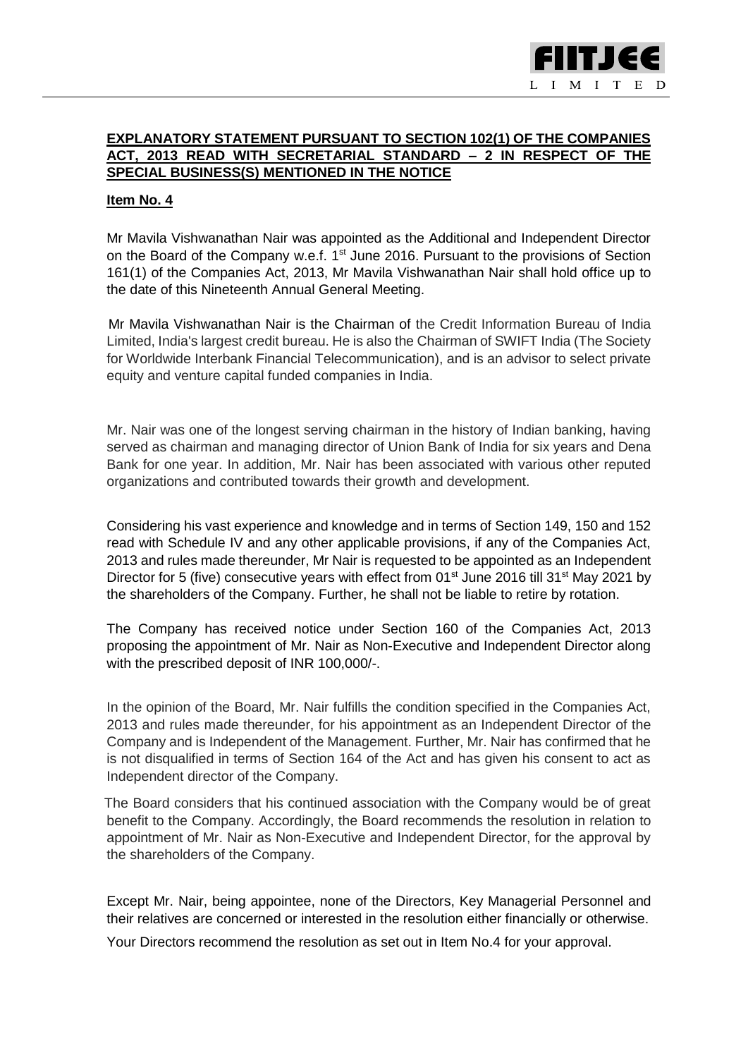**EXPLANATORY STATEMENT PURSUANT TO SECTION 102(1) OF THE COMPANIES ACT, 2013 READ WITH SECRETARIAL STANDARD – 2 IN RESPECT OF THE SPECIAL BUSINESS(S) MENTIONED IN THE NOTICE**

**Item No. 4**

Mr Mavila Vishwanathan Nair was appointed as the Additional and Independent Director on the Board of the Company w.e.f. 1st June 2016. Pursuant to the provisions of Section 161(1) of the Companies Act, 2013, Mr Mavila Vishwanathan Nair shall hold office up to the date of this Nineteenth Annual General Meeting.

Mr Mavila Vishwanathan Nair is the Chairman of the Credit Information Bureau of India Limited, India's largest credit bureau. He is also the Chairman of SWIFT India (The Society for Worldwide Interbank Financial Telecommunication), and is an advisor to select private equity and venture capital funded companies in India.

Mr. Nair was one of the longest serving chairman in the history of Indian banking, having served as chairman and managing director of Union Bank of India for six years and Dena Bank for one year. In addition, Mr. Nair has been associated with various other reputed organizations and contributed towards their growth and development.

Considering his vast experience and knowledge and in terms of Section 149, 150 and 152 read with Schedule IV and any other applicable provisions, if any of the Companies Act, 2013 and rules made thereunder, Mr Nair is requested to be appointed as an Independent Director for 5 (five) consecutive years with effect from 01st June 2016 till 31st May 2021 by the shareholders of the Company. Further, he shall not be liable to retire by rotation.

The Company has received notice under Section 160 of the Companies Act, 2013 proposing the appointment of Mr. Nair as Non-Executive and Independent Director along with the prescribed deposit of INR 100,000/-.

In the opinion of the Board, Mr. Nair fulfills the condition specified in the Companies Act, 2013 and rules made thereunder, for his appointment as an Independent Director of the Company and is Independent of the Management. Further, Mr. Nair has confirmed that he is not disqualified in terms of Section 164 of the Act and has given his consent to act as Independent director of the Company.

The Board considers that his continued association with the Company would be of great benefit to the Company. Accordingly, the Board recommends the resolution in relation to appointment of Mr. Nair as Non-Executive and Independent Director, for the approval by the shareholders of the Company.

Except Mr. Nair, being appointee, none of the Directors, Key Managerial Personnel and their relatives are concerned or interested in the resolution either financially or otherwise.

Your Directors recommend the resolution as set out in Item No.4 for your approval.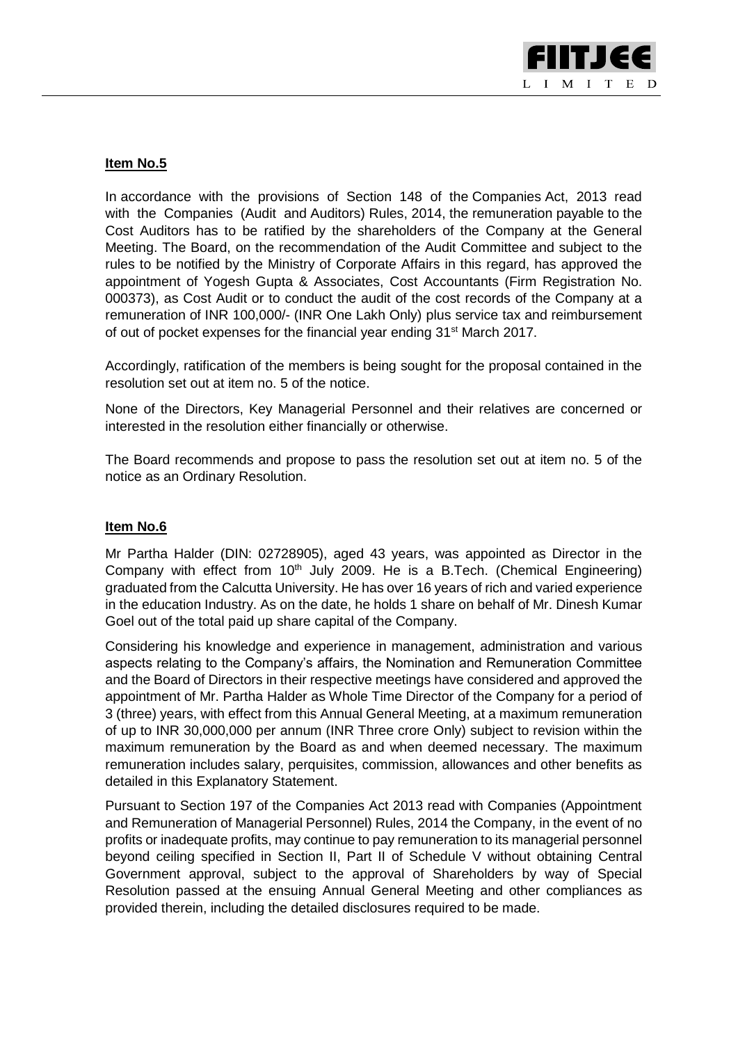**Item No.5**

In accordance with the provisions of Section 148 of the Companies Act, 2013 read with the Companies (Audit and Auditors) Rules, 2014, the remuneration payable to the Cost Auditors has to be ratified by the shareholders of the Company at the General Meeting. The Board, on the recommendation of the Audit Committee and subject to the rules to be notified by the Ministry of Corporate Affairs in this regard, has approved the appointment of Yogesh Gupta & Associates, Cost Accountants (Firm Registration No. 000373), as Cost Audit or to conduct the audit of the cost records of the Company at a remuneration of INR 100,000/- (INR One Lakh Only) plus service tax and reimbursement of out of pocket expenses for the financial year ending 31st March 2017.

Accordingly, ratification of the members is being sought for the proposal contained in the resolution set out at item no. 5 of the notice.

None of the Directors, Key Managerial Personnel and their relatives are concerned or interested in the resolution either financially or otherwise.

The Board recommends and propose to pass the resolution set out at item no. 5 of the notice as an Ordinary Resolution.

**Item No.6**

Mr Partha Halder (DIN: 02728905), aged 43 years, was appointed as Director in the Company with effect from 10th July 2009. He is a B.Tech. (Chemical Engineering) graduated from the Calcutta University. He has over 16 years of rich and varied experience in the education Industry. As on the date, he holds 1 share on behalf of Mr. Dinesh Kumar Goel out of the total paid up share capital of the Company.

Considering his knowledge and experience in management, administration and various aspects relating to the Company's affairs, the Nomination and Remuneration Committee and the Board of Directors in their respective meetings have considered and approved the appointment of Mr. Partha Halder as Whole Time Director of the Company for a period of 3 (three) years, with effect from this Annual General Meeting, at a maximum remuneration of up to INR 30,000,000 per annum (INR Three crore Only) subject to revision within the maximum remuneration by the Board as and when deemed necessary. The maximum remuneration includes salary, perquisites, commission, allowances and other benefits as detailed in this Explanatory Statement.

Pursuant to Section 197 of the Companies Act 2013 read with Companies (Appointment and Remuneration of Managerial Personnel) Rules, 2014 the Company, in the event of no profits or inadequate profits, may continue to pay remuneration to its managerial personnel beyond ceiling specified in Section II, Part II of Schedule V without obtaining Central Government approval, subject to the approval of Shareholders by way of Special Resolution passed at the ensuing Annual General Meeting and other compliances as provided therein, including the detailed disclosures required to be made.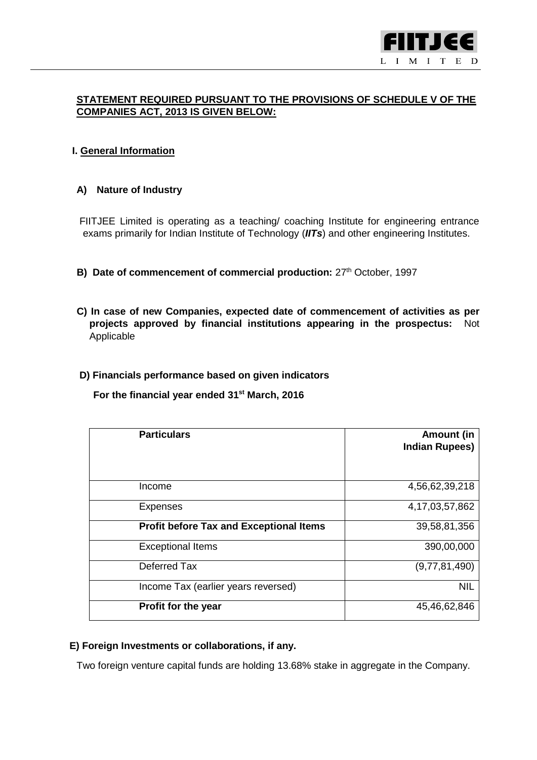**STATEMENT REQUIRED PURSUANT TO THE PROVISIONS OF SCHEDULE V OF THE COMPANIES ACT, 2013 IS GIVEN BELOW:**

## I. General Information

### A) Nature of Industry

FIITJEE Limited is operating as a teaching/ coaching Institute for engineering entrance exams primarily for Indian Institute of Technology (***IITs***) and other engineering Institutes.

**B) Date of commencement of commercial production:** 27th October, 1997

**C) In case of new Companies, expected date of commencement of activities as per projects approved by financial institutions appearing in the prospectus:** Not Applicable

### D) Financials performance based on given indicators

**For the financial year ended 31st March, 2016**

| Particulars | Amount (in Indian Rupees) |
|---|---|
| Income | 4,56,62,39,218 |
| Expenses | 4,17,03,57,862 |
| **Profit before Tax and Exceptional Items** | 39,58,81,356 |
| Exceptional Items | 390,00,000 |
| Deferred Tax | (9,77,81,490) |
| Income Tax (earlier years reversed) | NIL |
| **Profit for the year** | 45,46,62,846 |

### E) Foreign Investments or collaborations, if any.

Two foreign venture capital funds are holding 13.68% stake in aggregate in the Company.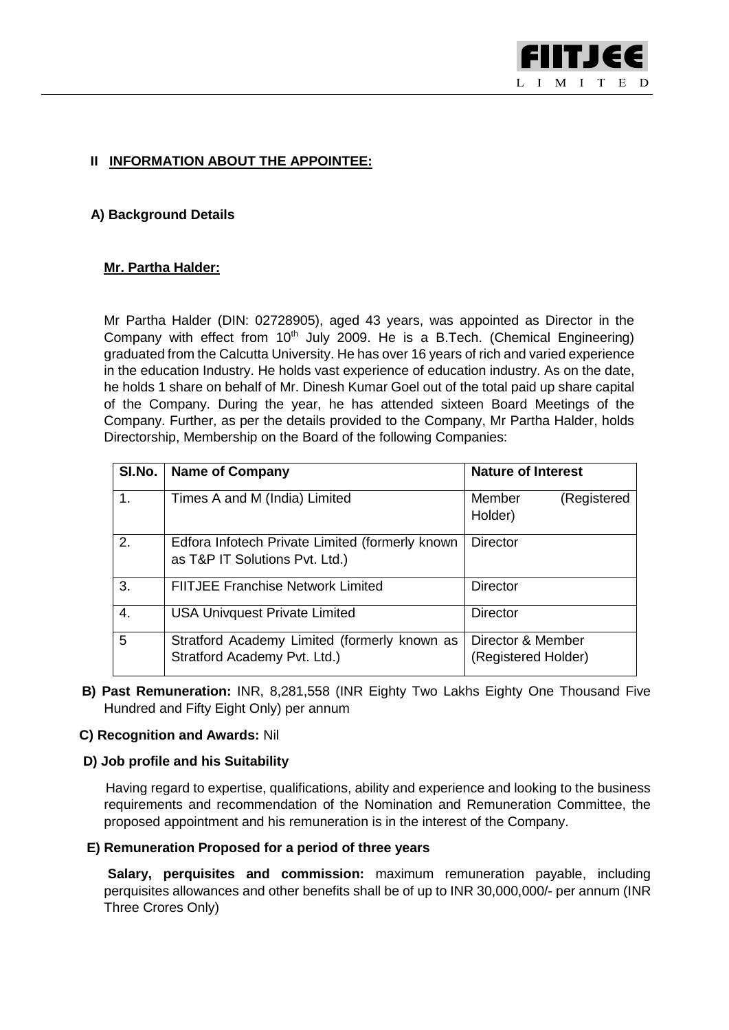## II INFORMATION ABOUT THE APPOINTEE:

### A) Background Details

**Mr. Partha Halder:**

Mr Partha Halder (DIN: 02728905), aged 43 years, was appointed as Director in the Company with effect from 10th July 2009. He is a B.Tech. (Chemical Engineering) graduated from the Calcutta University. He has over 16 years of rich and varied experience in the education Industry. He holds vast experience of education industry. As on the date, he holds 1 share on behalf of Mr. Dinesh Kumar Goel out of the total paid up share capital of the Company. During the year, he has attended sixteen Board Meetings of the Company. Further, as per the details provided to the Company, Mr Partha Halder, holds Directorship, Membership on the Board of the following Companies:

| Sl.No. | Name of Company | Nature of Interest |
|---|---|---|
| 1. | Times A and M (India) Limited | Member (Registered Holder) |
| 2. | Edfora Infotech Private Limited (formerly known as T&P IT Solutions Pvt. Ltd.) | Director |
| 3. | FIITJEE Franchise Network Limited | Director |
| 4. | USA Univquest Private Limited | Director |
| 5 | Stratford Academy Limited (formerly known as Stratford Academy Pvt. Ltd.) | Director & Member (Registered Holder) |

**B) Past Remuneration:** INR, 8,281,558 (INR Eighty Two Lakhs Eighty One Thousand Five Hundred and Fifty Eight Only) per annum

**C) Recognition and Awards:** Nil

**D) Job profile and his Suitability**

Having regard to expertise, qualifications, ability and experience and looking to the business requirements and recommendation of the Nomination and Remuneration Committee, the proposed appointment and his remuneration is in the interest of the Company.

**E) Remuneration Proposed for a period of three years**

**Salary, perquisites and commission:** maximum remuneration payable, including perquisites allowances and other benefits shall be of up to INR 30,000,000/- per annum (INR Three Crores Only)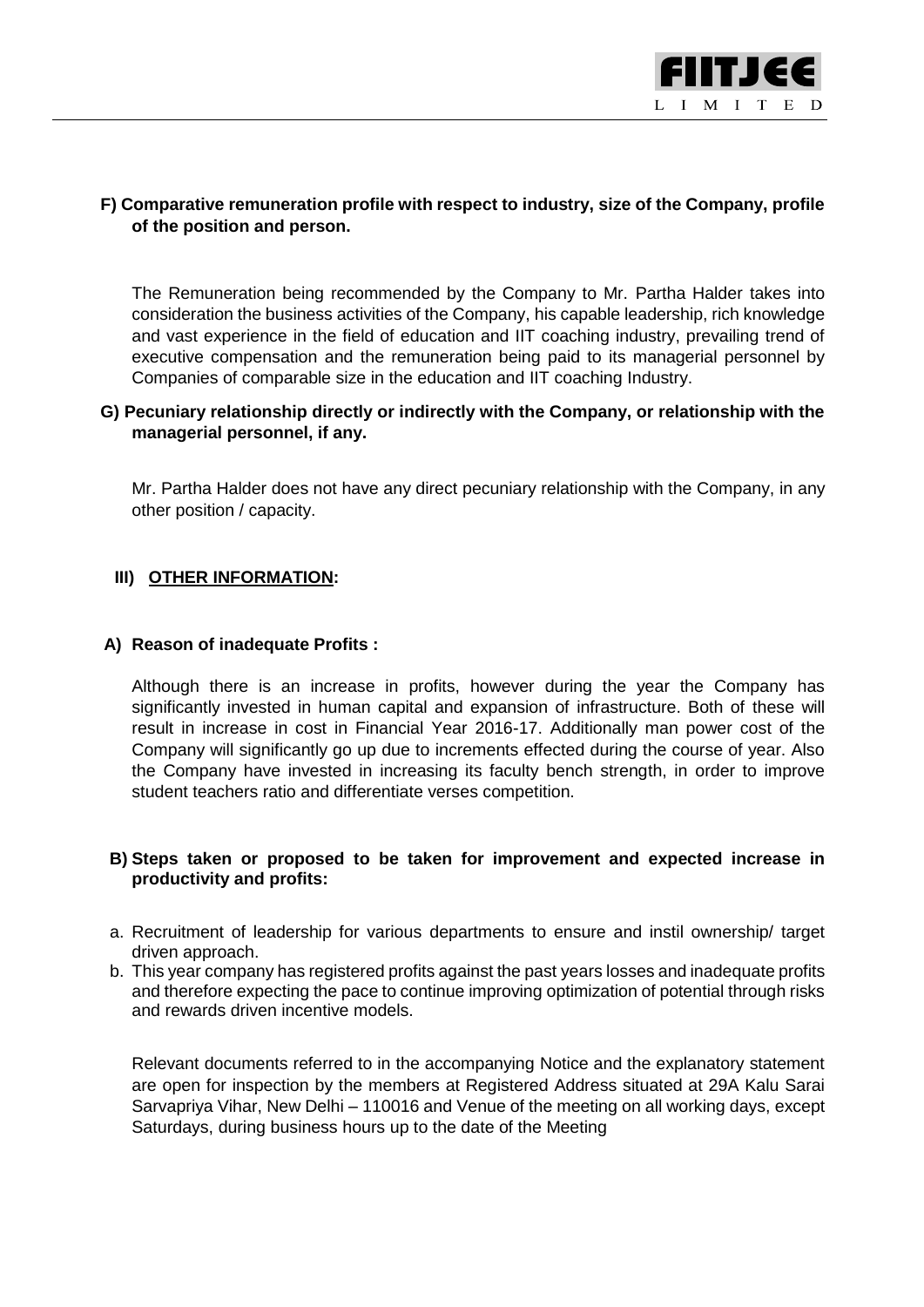**F) Comparative remuneration profile with respect to industry, size of the Company, profile of the position and person.**

The Remuneration being recommended by the Company to Mr. Partha Halder takes into consideration the business activities of the Company, his capable leadership, rich knowledge and vast experience in the field of education and IIT coaching industry, prevailing trend of executive compensation and the remuneration being paid to its managerial personnel by Companies of comparable size in the education and IIT coaching Industry.

**G) Pecuniary relationship directly or indirectly with the Company, or relationship with the managerial personnel, if any.**

Mr. Partha Halder does not have any direct pecuniary relationship with the Company, in any other position / capacity.

**III) OTHER INFORMATION:**

**A) Reason of inadequate Profits :**

Although there is an increase in profits, however during the year the Company has significantly invested in human capital and expansion of infrastructure. Both of these will result in increase in cost in Financial Year 2016-17. Additionally man power cost of the Company will significantly go up due to increments effected during the course of year. Also the Company have invested in increasing its faculty bench strength, in order to improve student teachers ratio and differentiate verses competition.

**B) Steps taken or proposed to be taken for improvement and expected increase in productivity and profits:**

a. Recruitment of leadership for various departments to ensure and instil ownership/ target driven approach.
b. This year company has registered profits against the past years losses and inadequate profits and therefore expecting the pace to continue improving optimization of potential through risks and rewards driven incentive models.

Relevant documents referred to in the accompanying Notice and the explanatory statement are open for inspection by the members at Registered Address situated at 29A Kalu Sarai Sarvapriya Vihar, New Delhi – 110016 and Venue of the meeting on all working days, except Saturdays, during business hours up to the date of the Meeting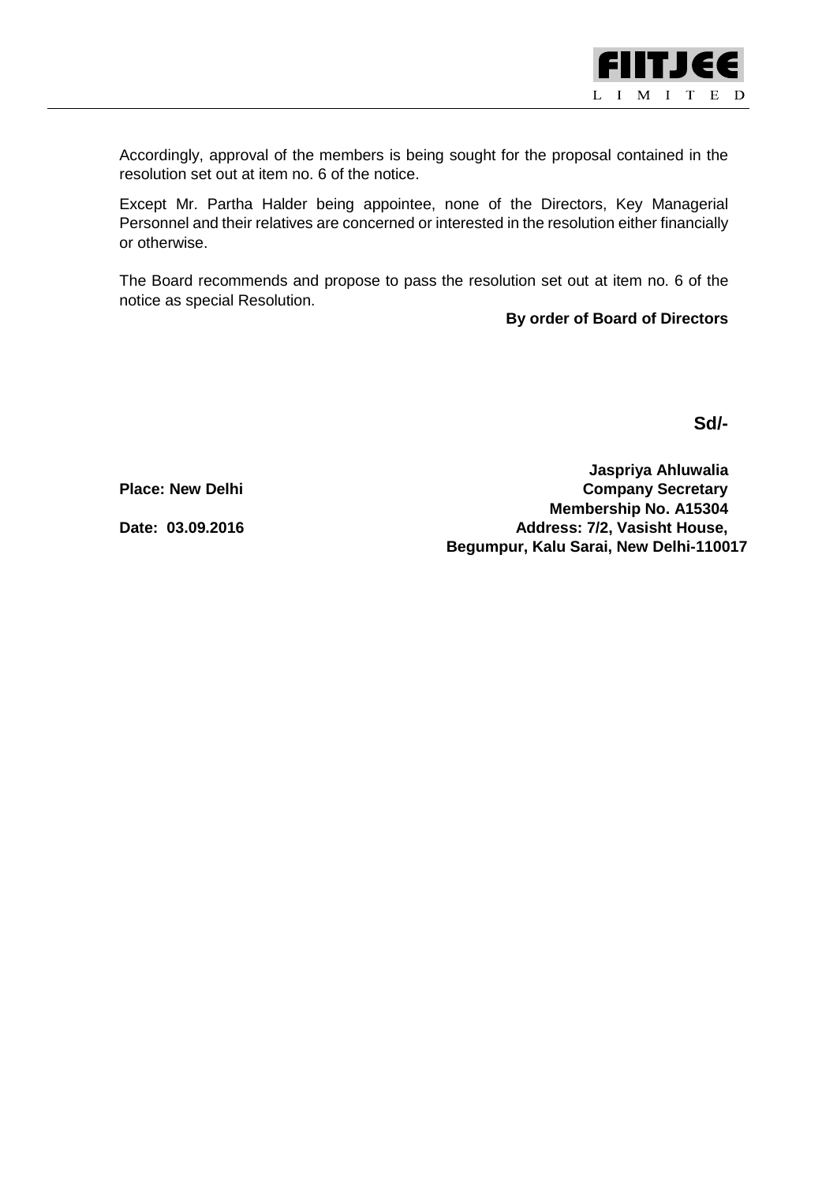Accordingly, approval of the members is being sought for the proposal contained in the resolution set out at item no. 6 of the notice.

Except Mr. Partha Halder being appointee, none of the Directors, Key Managerial Personnel and their relatives are concerned or interested in the resolution either financially or otherwise.

The Board recommends and propose to pass the resolution set out at item no. 6 of the notice as special Resolution.

**By order of Board of Directors**

**Sd/-**

**Jaspriya Ahluwalia**
**Company Secretary**
**Membership No. A15304**
**Address: 7/2, Vasisht House,**
**Begumpur, Kalu Sarai, New Delhi-110017**

**Place: New Delhi**

**Date: 03.09.2016**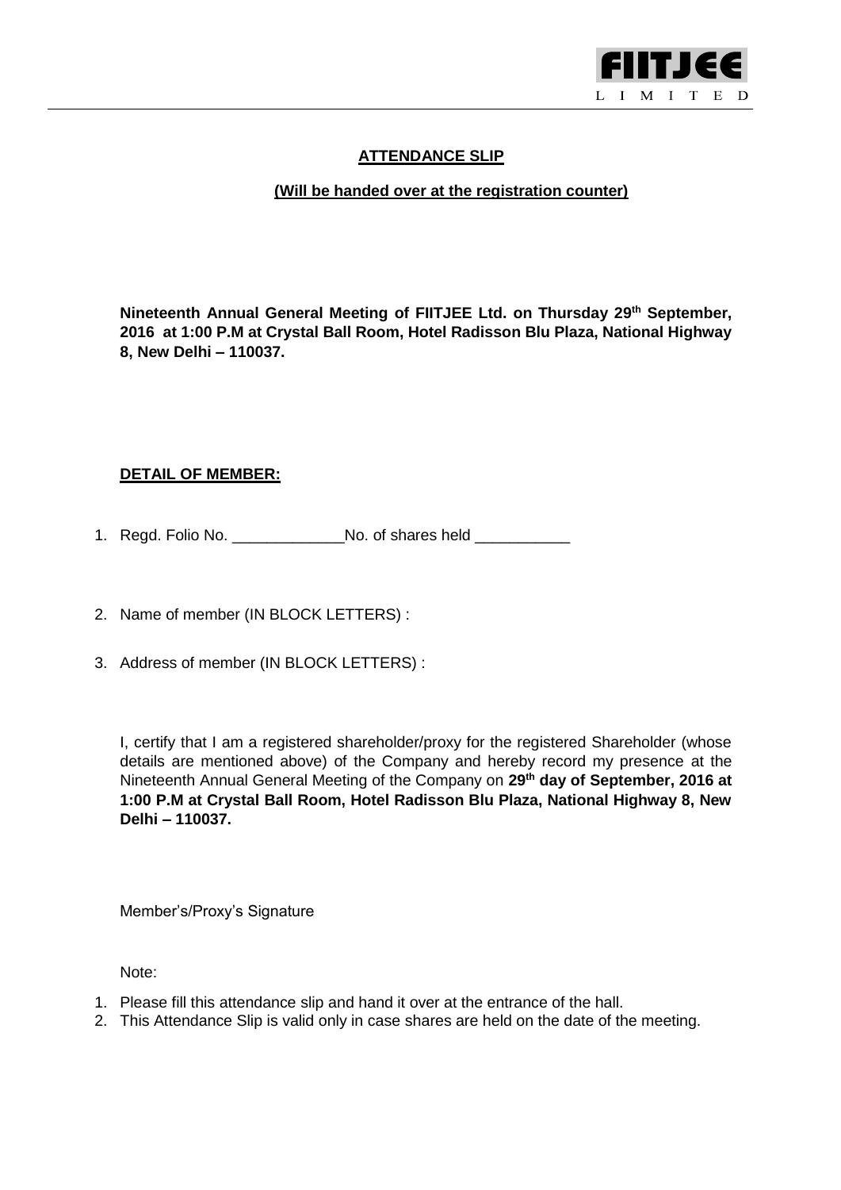FIITJEE
LIMITED

## ATTENDANCE SLIP

**(Will be handed over at the registration counter)**

**Nineteenth Annual General Meeting of FIITJEE Ltd. on Thursday 29th September, 2016 at 1:00 P.M at Crystal Ball Room, Hotel Radisson Blu Plaza, National Highway 8, New Delhi – 110037.**

**DETAIL OF MEMBER:**

1. Regd. Folio No. _____________No. of shares held ___________

2. Name of member (IN BLOCK LETTERS) :

3. Address of member (IN BLOCK LETTERS) :

I, certify that I am a registered shareholder/proxy for the registered Shareholder (whose details are mentioned above) of the Company and hereby record my presence at the Nineteenth Annual General Meeting of the Company on **29th day of September, 2016 at 1:00 P.M at Crystal Ball Room, Hotel Radisson Blu Plaza, National Highway 8, New Delhi – 110037.**

Member's/Proxy's Signature

Note:

1. Please fill this attendance slip and hand it over at the entrance of the hall.
2. This Attendance Slip is valid only in case shares are held on the date of the meeting.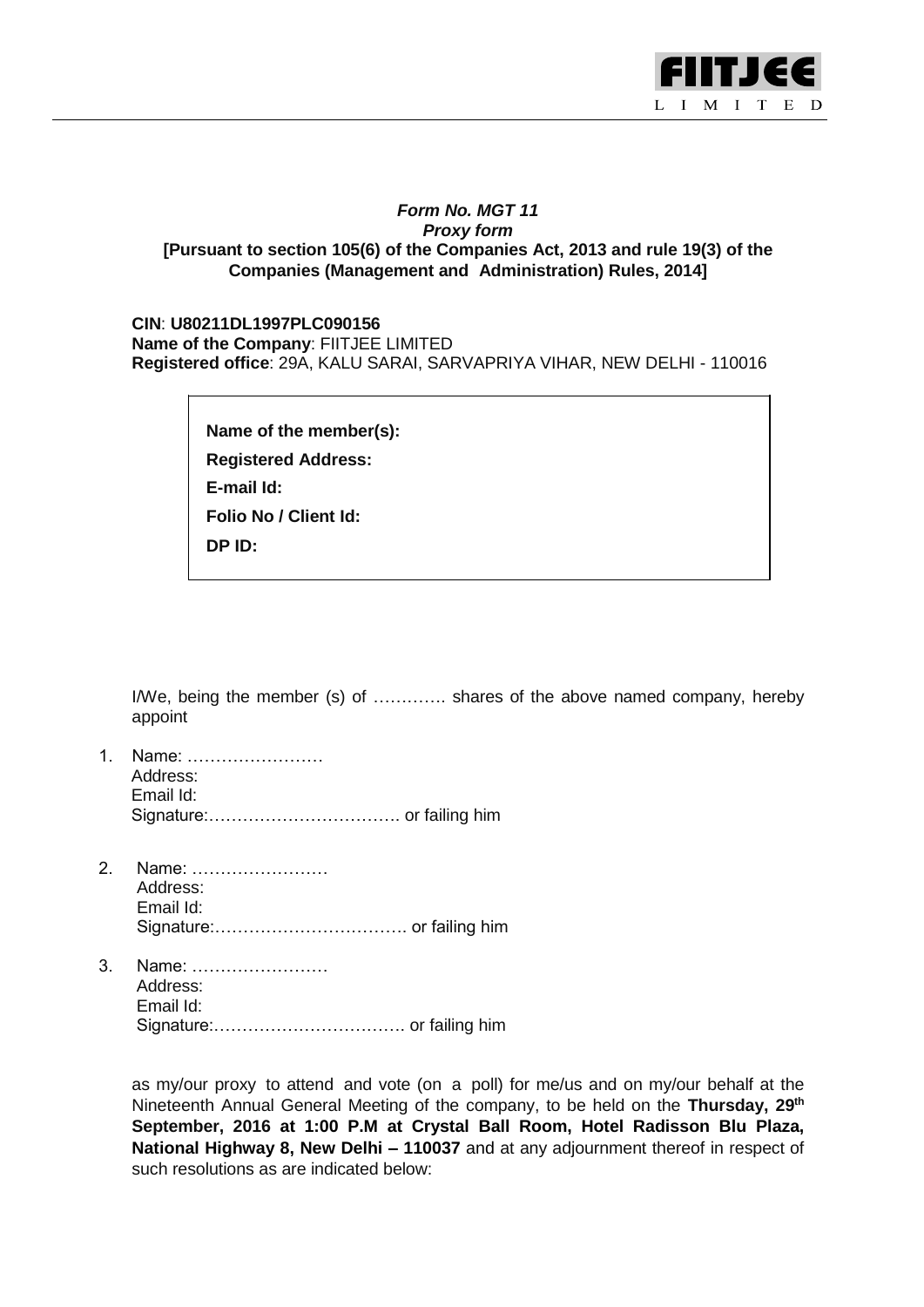***Form No. MGT 11***
***Proxy form***
**[Pursuant to section 105(6) of the Companies Act, 2013 and rule 19(3) of the Companies (Management and Administration) Rules, 2014]**

**CIN**: **U80211DL1997PLC090156**
**Name of the Company**: FIITJEE LIMITED
**Registered office**: 29A, KALU SARAI, SARVAPRIYA VIHAR, NEW DELHI - 110016

| |
|---|
| **Name of the member(s):** |
| **Registered Address:** |
| **E-mail Id:** |
| **Folio No / Client Id:** |
| **DP ID:** |

I/We, being the member (s) of …………. shares of the above named company, hereby appoint

1. Name: ……………………
   Address:
   Email Id:
   Signature:……………………………. or failing him

2. Name: ……………………
   Address:
   Email Id:
   Signature:……………………………. or failing him

3. Name: ……………………
   Address:
   Email Id:
   Signature:……………………………. or failing him

as my/our proxy to attend and vote (on a poll) for me/us and on my/our behalf at the Nineteenth Annual General Meeting of the company, to be held on the **Thursday, 29th September, 2016 at 1:00 P.M at Crystal Ball Room, Hotel Radisson Blu Plaza, National Highway 8, New Delhi – 110037** and at any adjournment thereof in respect of such resolutions as are indicated below: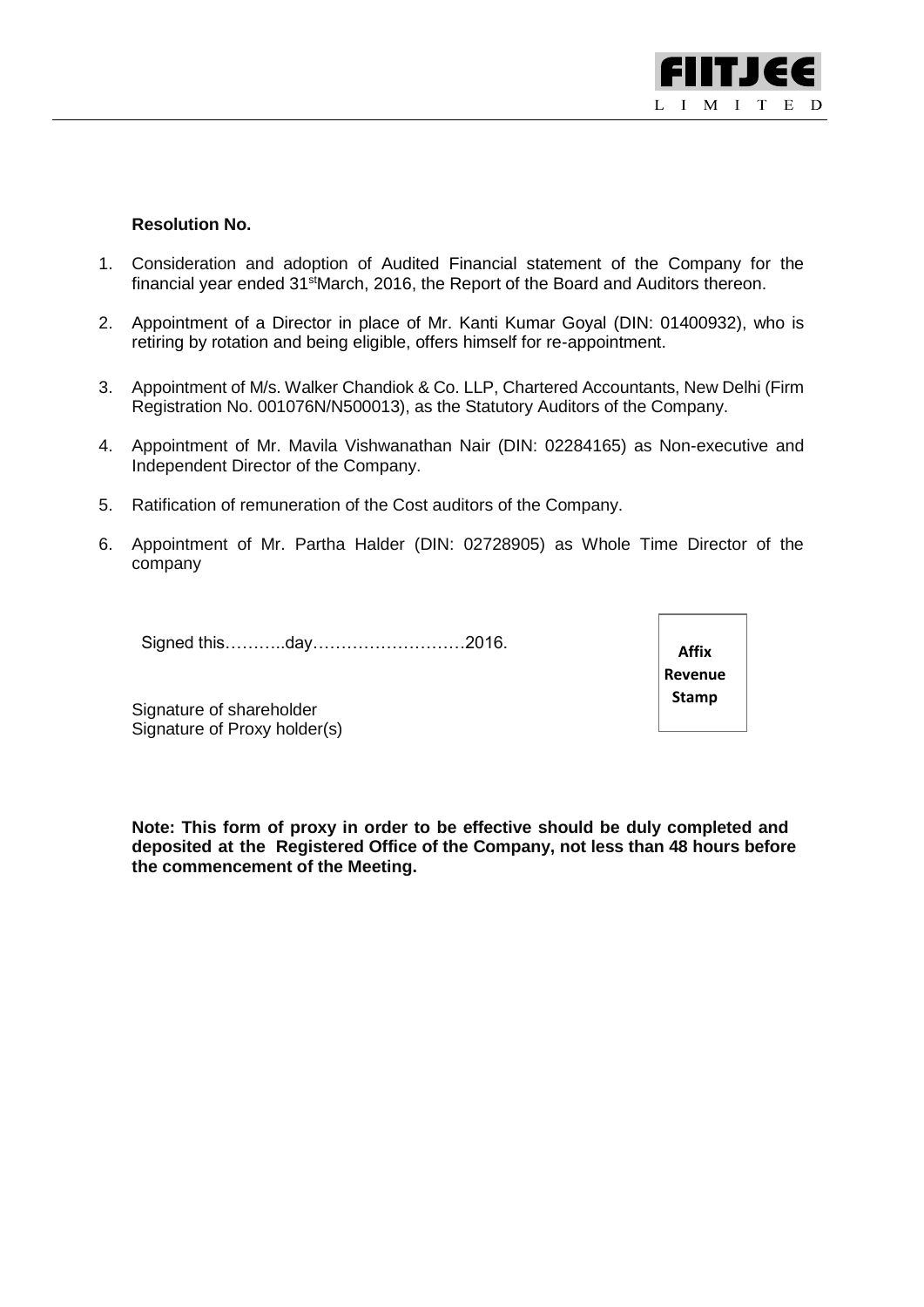**Resolution No.**

1. Consideration and adoption of Audited Financial statement of the Company for the financial year ended 31[st] March, 2016, the Report of the Board and Auditors thereon.

2. Appointment of a Director in place of Mr. Kanti Kumar Goyal (DIN: 01400932), who is retiring by rotation and being eligible, offers himself for re-appointment.

3. Appointment of M/s. Walker Chandiok & Co. LLP, Chartered Accountants, New Delhi (Firm Registration No. 001076N/N500013), as the Statutory Auditors of the Company.

4. Appointment of Mr. Mavila Vishwanathan Nair (DIN: 02284165) as Non-executive and Independent Director of the Company.

5. Ratification of remuneration of the Cost auditors of the Company.

6. Appointment of Mr. Partha Halder (DIN: 02728905) as Whole Time Director of the company

Signed this………..day………………………2016.

**Affix Revenue Stamp**

Signature of shareholder
Signature of Proxy holder(s)

**Note: This form of proxy in order to be effective should be duly completed and deposited at the Registered Office of the Company, not less than 48 hours before the commencement of the Meeting.**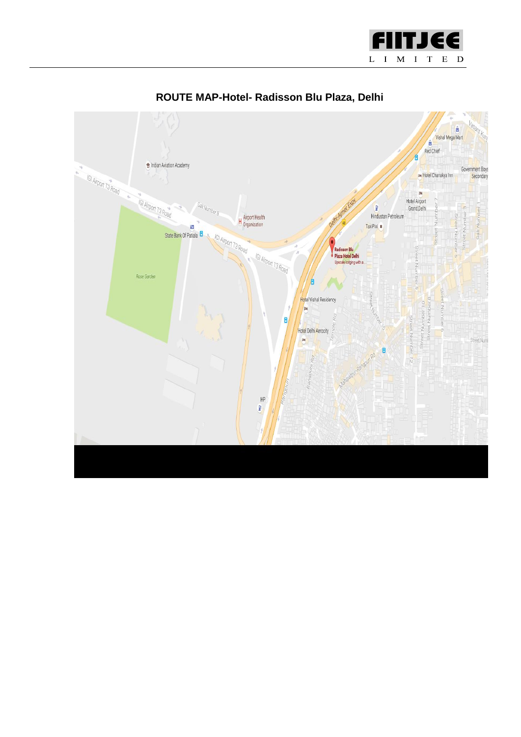## ROUTE MAP-Hotel- Radisson Blu Plaza, Delhi

Indian Aviation Academy

IGI Airport T3 Road

Gali Number 8

Airport Health Organization

State Bank Of Patiala

Rose Garden

Delhi-Ajmer Expy

48

Radisson Blu Plaza Hotel Delhi

Upscale lodging with a...

Hindustan Petroleum

TaxiPixi

Hotel Airport Grand,Delhi

Hotel Chanakya Inn

Vishal Mega Mart

Red Chief

Government Boys Secondary

Vasant Kunj

Hotel Vishal Residency

Hotel Delhi Aerocity

Temple Rd

Rangpuri

Rangpuri Rd

Mahipalpur-Rangpuri Rd

HP

Street Number 15

Street Number 9

Street Number 7

Street Number 5

Street Number 3

Gali Number 1

Street Number 10

Street Number 8

Street Number 6

Street Number 12